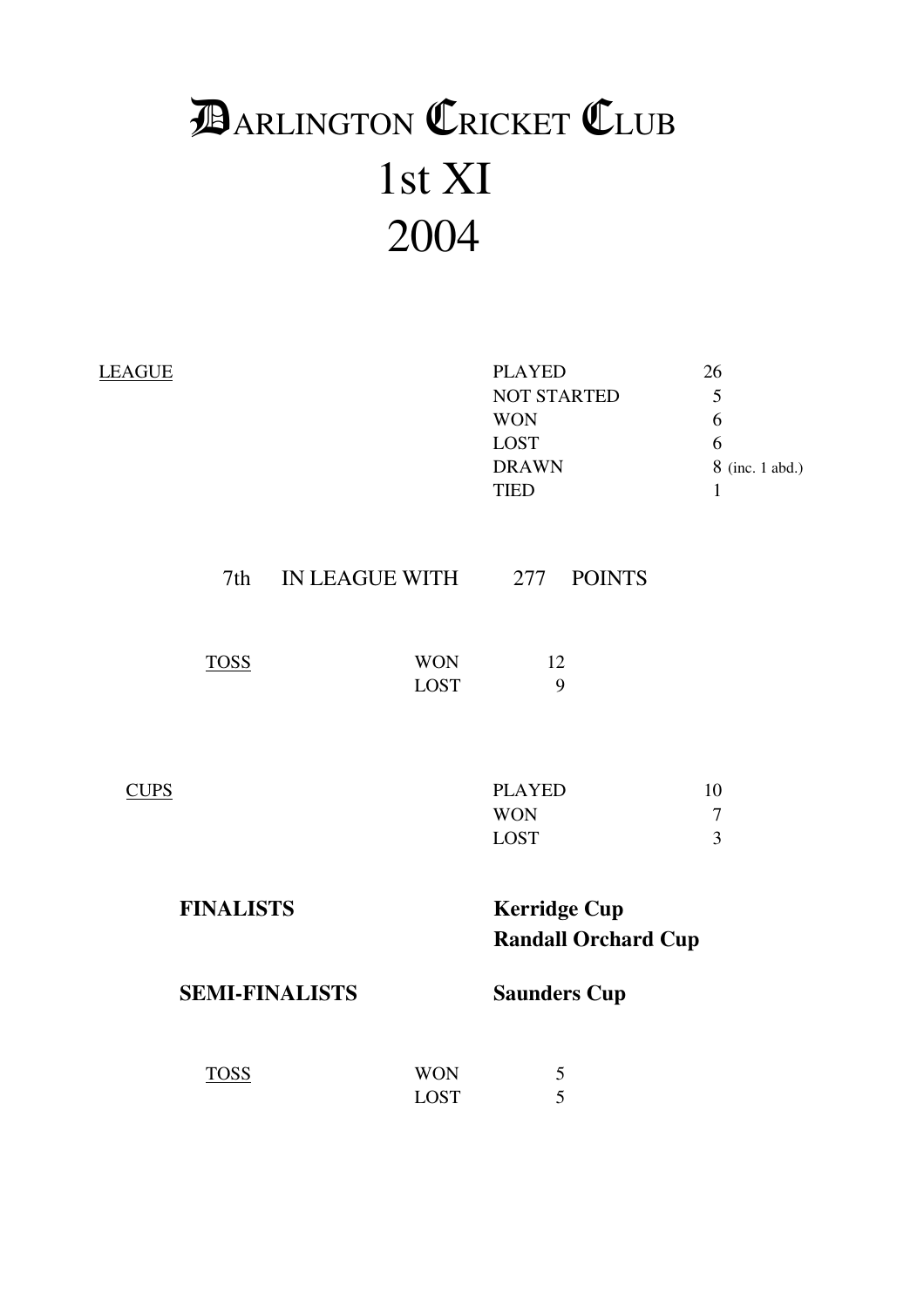# DARLINGTON CRICKET CLUB

# 1st XI

# 2004

<u>LEAGUE</u>

| | |
|---|---|
| PLAYED | 26 |
| NOT STARTED | 5 |
| WON | 6 |
| LOST | 6 |
| DRAWN | 8 (inc. 1 abd.) |
| TIED | 1 |

7th IN LEAGUE WITH 277 POINTS

<u>TOSS</u>

| | |
|---|---|
| WON | 12 |
| LOST | 9 |

<u>CUPS</u>

| | |
|---|---|
| PLAYED | 10 |
| WON | 7 |
| LOST | 3 |

**FINALISTS** **Kerridge Cup**
**Randall Orchard Cup**

**SEMI-FINALISTS** **Saunders Cup**

<u>TOSS</u>

| | |
|---|---|
| WON | 5 |
| LOST | 5 |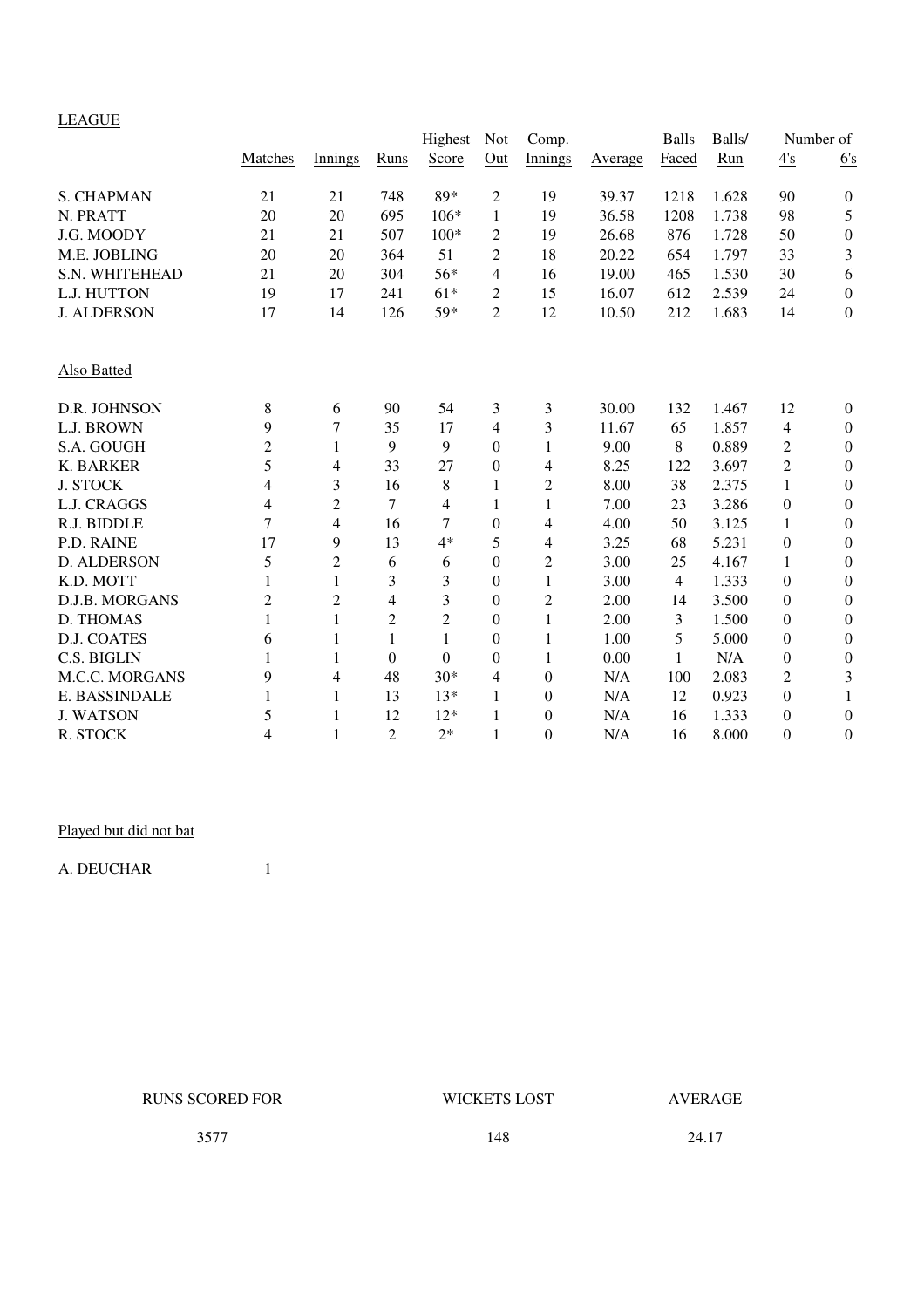LEAGUE

| | Matches | Innings | Runs | Highest Score | Not Out | Comp. Innings | Average | Balls Faced | Balls/ Run | Number of 4's | 6's |
|---|---|---|---|---|---|---|---|---|---|---|---|
| S. CHAPMAN | 21 | 21 | 748 | 89* | 2 | 19 | 39.37 | 1218 | 1.628 | 90 | 0 |
| N. PRATT | 20 | 20 | 695 | 106* | 1 | 19 | 36.58 | 1208 | 1.738 | 98 | 5 |
| J.G. MOODY | 21 | 21 | 507 | 100* | 2 | 19 | 26.68 | 876 | 1.728 | 50 | 0 |
| M.E. JOBLING | 20 | 20 | 364 | 51 | 2 | 18 | 20.22 | 654 | 1.797 | 33 | 3 |
| S.N. WHITEHEAD | 21 | 20 | 304 | 56* | 4 | 16 | 19.00 | 465 | 1.530 | 30 | 6 |
| L.J. HUTTON | 19 | 17 | 241 | 61* | 2 | 15 | 16.07 | 612 | 2.539 | 24 | 0 |
| J. ALDERSON | 17 | 14 | 126 | 59* | 2 | 12 | 10.50 | 212 | 1.683 | 14 | 0 |

Also Batted

| | Matches | Innings | Runs | Highest Score | Not Out | Comp. Innings | Average | Balls Faced | Balls/ Run | 4's | 6's |
|---|---|---|---|---|---|---|---|---|---|---|---|
| D.R. JOHNSON | 8 | 6 | 90 | 54 | 3 | 3 | 30.00 | 132 | 1.467 | 12 | 0 |
| L.J. BROWN | 9 | 7 | 35 | 17 | 4 | 3 | 11.67 | 65 | 1.857 | 4 | 0 |
| S.A. GOUGH | 2 | 1 | 9 | 9 | 0 | 1 | 9.00 | 8 | 0.889 | 2 | 0 |
| K. BARKER | 5 | 4 | 33 | 27 | 0 | 4 | 8.25 | 122 | 3.697 | 2 | 0 |
| J. STOCK | 4 | 3 | 16 | 8 | 1 | 2 | 8.00 | 38 | 2.375 | 1 | 0 |
| L.J. CRAGGS | 4 | 2 | 7 | 4 | 1 | 1 | 7.00 | 23 | 3.286 | 0 | 0 |
| R.J. BIDDLE | 7 | 4 | 16 | 7 | 0 | 4 | 4.00 | 50 | 3.125 | 1 | 0 |
| P.D. RAINE | 17 | 9 | 13 | 4* | 5 | 4 | 3.25 | 68 | 5.231 | 0 | 0 |
| D. ALDERSON | 5 | 2 | 6 | 6 | 0 | 2 | 3.00 | 25 | 4.167 | 1 | 0 |
| K.D. MOTT | 1 | 1 | 3 | 3 | 0 | 1 | 3.00 | 4 | 1.333 | 0 | 0 |
| D.J.B. MORGANS | 2 | 2 | 4 | 3 | 0 | 2 | 2.00 | 14 | 3.500 | 0 | 0 |
| D. THOMAS | 1 | 1 | 2 | 2 | 0 | 1 | 2.00 | 3 | 1.500 | 0 | 0 |
| D.J. COATES | 6 | 1 | 1 | 1 | 0 | 1 | 1.00 | 5 | 5.000 | 0 | 0 |
| C.S. BIGLIN | 1 | 1 | 0 | 0 | 0 | 1 | 0.00 | 1 | N/A | 0 | 0 |
| M.C.C. MORGANS | 9 | 4 | 48 | 30* | 4 | 0 | N/A | 100 | 2.083 | 2 | 3 |
| E. BASSINDALE | 1 | 1 | 13 | 13* | 1 | 0 | N/A | 12 | 0.923 | 0 | 1 |
| J. WATSON | 5 | 1 | 12 | 12* | 1 | 0 | N/A | 16 | 1.333 | 0 | 0 |
| R. STOCK | 4 | 1 | 2 | 2* | 1 | 0 | N/A | 16 | 8.000 | 0 | 0 |

Played but did not bat

A. DEUCHAR 1

| RUNS SCORED FOR | WICKETS LOST | AVERAGE |
|---|---|---|
| 3577 | 148 | 24.17 |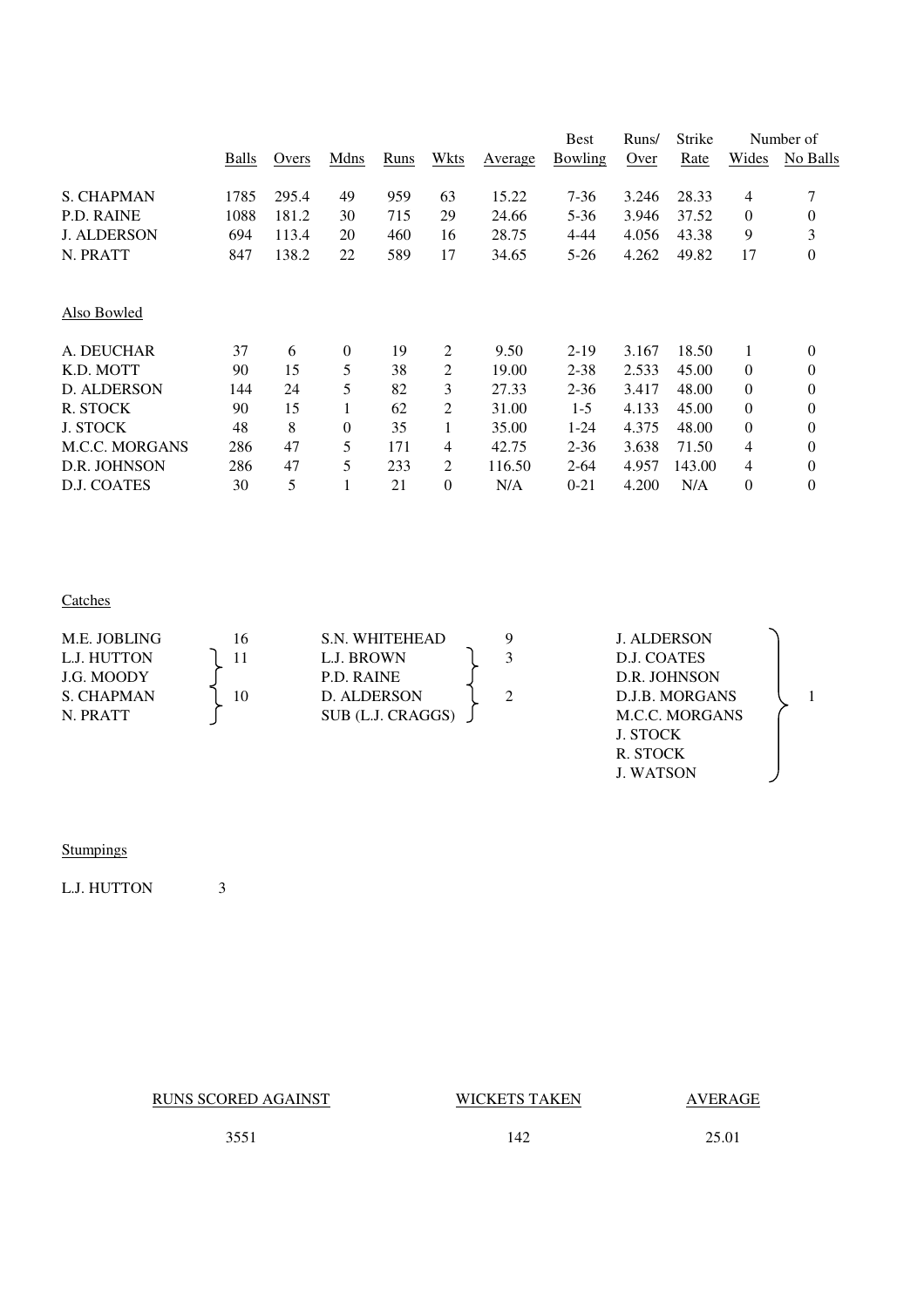| | Balls | Overs | Mdns | Runs | Wkts | Average | Best Bowling | Runs/ Over | Strike Rate | Number of Wides | No Balls |
|---|---|---|---|---|---|---|---|---|---|---|---|
| S. CHAPMAN | 1785 | 295.4 | 49 | 959 | 63 | 15.22 | 7-36 | 3.246 | 28.33 | 4 | 7 |
| P.D. RAINE | 1088 | 181.2 | 30 | 715 | 29 | 24.66 | 5-36 | 3.946 | 37.52 | 0 | 0 |
| J. ALDERSON | 694 | 113.4 | 20 | 460 | 16 | 28.75 | 4-44 | 4.056 | 43.38 | 9 | 3 |
| N. PRATT | 847 | 138.2 | 22 | 589 | 17 | 34.65 | 5-26 | 4.262 | 49.82 | 17 | 0 |

Also Bowled

| | Balls | Overs | Mdns | Runs | Wkts | Average | Best Bowling | Runs/ Over | Strike Rate | Wides | No Balls |
|---|---|---|---|---|---|---|---|---|---|---|---|
| A. DEUCHAR | 37 | 6 | 0 | 19 | 2 | 9.50 | 2-19 | 3.167 | 18.50 | 1 | 0 |
| K.D. MOTT | 90 | 15 | 5 | 38 | 2 | 19.00 | 2-38 | 2.533 | 45.00 | 0 | 0 |
| D. ALDERSON | 144 | 24 | 5 | 82 | 3 | 27.33 | 2-36 | 3.417 | 48.00 | 0 | 0 |
| R. STOCK | 90 | 15 | 1 | 62 | 2 | 31.00 | 1-5 | 4.133 | 45.00 | 0 | 0 |
| J. STOCK | 48 | 8 | 0 | 35 | 1 | 35.00 | 1-24 | 4.375 | 48.00 | 0 | 0 |
| M.C.C. MORGANS | 286 | 47 | 5 | 171 | 4 | 42.75 | 2-36 | 3.638 | 71.50 | 4 | 0 |
| D.R. JOHNSON | 286 | 47 | 5 | 233 | 2 | 116.50 | 2-64 | 4.957 | 143.00 | 4 | 0 |
| D.J. COATES | 30 | 5 | 1 | 21 | 0 | N/A | 0-21 | 4.200 | N/A | 0 | 0 |

Catches

| Player | Catches |
|---|---|
| M.E. JOBLING | 16 |
| L.J. HUTTON, J.G. MOODY | 11 |
| S. CHAPMAN, N. PRATT | 10 |
| S.N. WHITEHEAD | 9 |
| L.J. BROWN, P.D. RAINE | 3 |
| D. ALDERSON, SUB (L.J. CRAGGS) | 2 |
| J. ALDERSON, D.J. COATES, D.R. JOHNSON, D.J.B. MORGANS, M.C.C. MORGANS, J. STOCK, R. STOCK, J. WATSON | 1 |

Stumpings

L.J. HUTTON 3

| RUNS SCORED AGAINST | WICKETS TAKEN | AVERAGE |
|---|---|---|
| 3551 | 142 | 25.01 |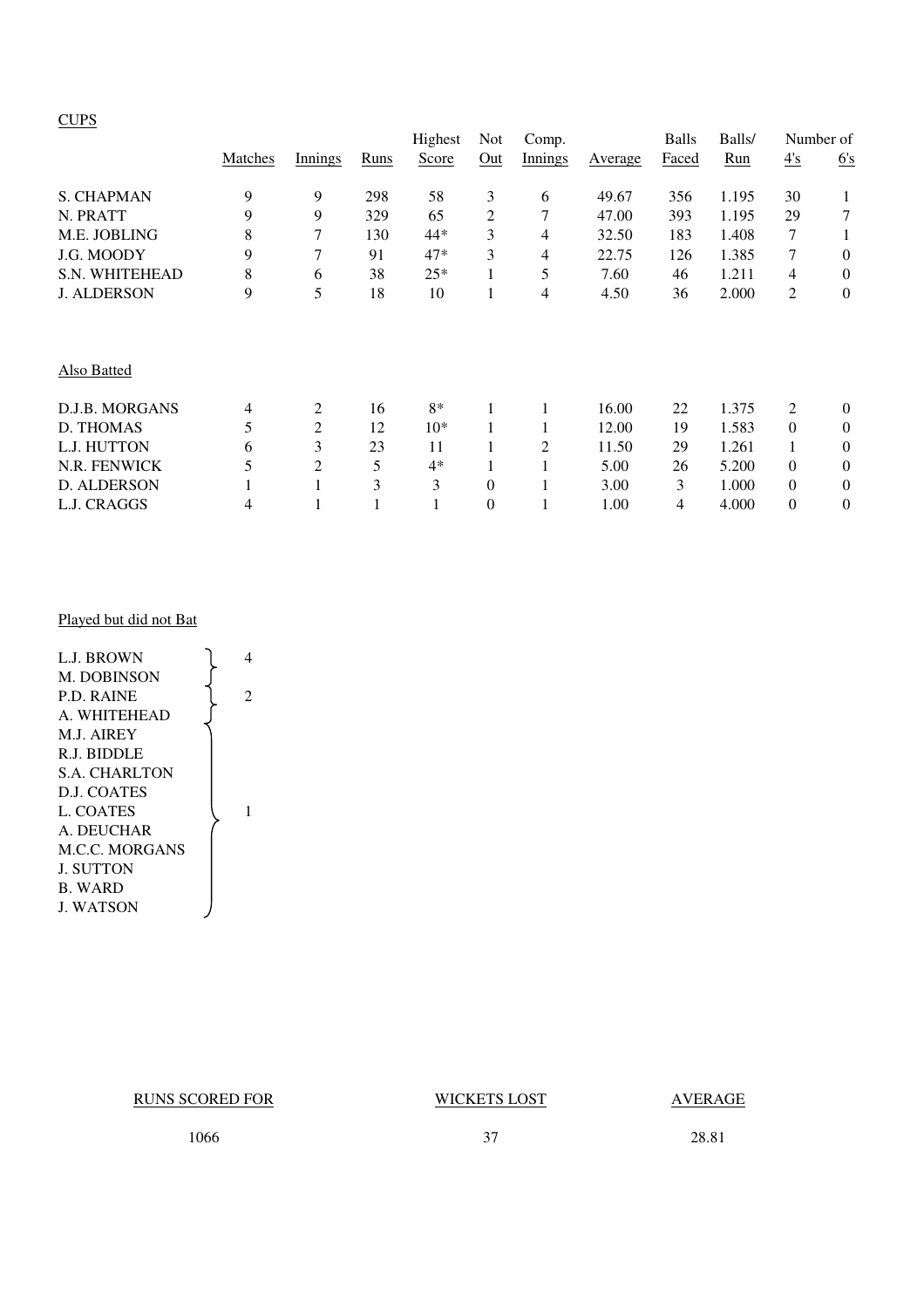CUPS

| | Matches | Innings | Runs | Highest Score | Not Out | Comp. Innings | Average | Balls Faced | Balls/ Run | Number of 4's | Number of 6's |
|---|---|---|---|---|---|---|---|---|---|---|---|
| S. CHAPMAN | 9 | 9 | 298 | 58 | 3 | 6 | 49.67 | 356 | 1.195 | 30 | 1 |
| N. PRATT | 9 | 9 | 329 | 65 | 2 | 7 | 47.00 | 393 | 1.195 | 29 | 7 |
| M.E. JOBLING | 8 | 7 | 130 | 44* | 3 | 4 | 32.50 | 183 | 1.408 | 7 | 1 |
| J.G. MOODY | 9 | 7 | 91 | 47* | 3 | 4 | 22.75 | 126 | 1.385 | 7 | 0 |
| S.N. WHITEHEAD | 8 | 6 | 38 | 25* | 1 | 5 | 7.60 | 46 | 1.211 | 4 | 0 |
| J. ALDERSON | 9 | 5 | 18 | 10 | 1 | 4 | 4.50 | 36 | 2.000 | 2 | 0 |

Also Batted

| | Matches | Innings | Runs | Highest Score | Not Out | Comp. Innings | Average | Balls Faced | Balls/ Run | Number of 4's | Number of 6's |
|---|---|---|---|---|---|---|---|---|---|---|---|
| D.J.B. MORGANS | 4 | 2 | 16 | 8* | 1 | 1 | 16.00 | 22 | 1.375 | 2 | 0 |
| D. THOMAS | 5 | 2 | 12 | 10* | 1 | 1 | 12.00 | 19 | 1.583 | 0 | 0 |
| L.J. HUTTON | 6 | 3 | 23 | 11 | 1 | 2 | 11.50 | 29 | 1.261 | 1 | 0 |
| N.R. FENWICK | 5 | 2 | 5 | 4* | 1 | 1 | 5.00 | 26 | 5.200 | 0 | 0 |
| D. ALDERSON | 1 | 1 | 3 | 3 | 0 | 1 | 3.00 | 3 | 1.000 | 0 | 0 |
| L.J. CRAGGS | 4 | 1 | 1 | 1 | 0 | 1 | 1.00 | 4 | 4.000 | 0 | 0 |

Played but did not Bat

| Players | Matches |
|---|---|
| L.J. BROWN, M. DOBINSON | 4 |
| P.D. RAINE, A. WHITEHEAD | 2 |
| M.J. AIREY, R.J. BIDDLE, S.A. CHARLTON, D.J. COATES, L. COATES, A. DEUCHAR, M.C.C. MORGANS, J. SUTTON, B. WARD, J. WATSON | 1 |

| RUNS SCORED FOR | WICKETS LOST | AVERAGE |
|---|---|---|
| 1066 | 37 | 28.81 |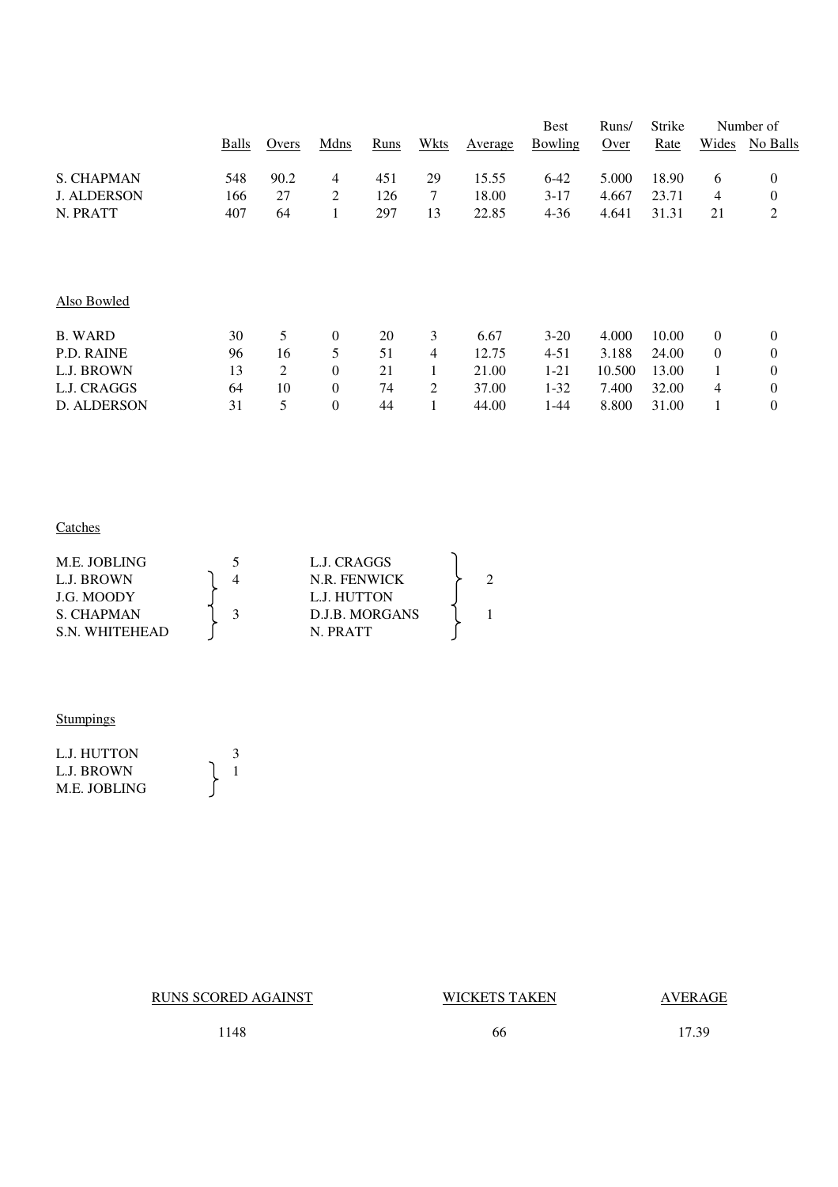| | Balls | Overs | Mdns | Runs | Wkts | Average | Best Bowling | Runs/ Over | Strike Rate | Number of Wides | Number of No Balls |
|---|---|---|---|---|---|---|---|---|---|---|---|
| S. CHAPMAN | 548 | 90.2 | 4 | 451 | 29 | 15.55 | 6-42 | 5.000 | 18.90 | 6 | 0 |
| J. ALDERSON | 166 | 27 | 2 | 126 | 7 | 18.00 | 3-17 | 4.667 | 23.71 | 4 | 0 |
| N. PRATT | 407 | 64 | 1 | 297 | 13 | 22.85 | 4-36 | 4.641 | 31.31 | 21 | 2 |

Also Bowled

| | Balls | Overs | Mdns | Runs | Wkts | Average | Best Bowling | Runs/ Over | Strike Rate | Number of Wides | Number of No Balls |
|---|---|---|---|---|---|---|---|---|---|---|---|
| B. WARD | 30 | 5 | 0 | 20 | 3 | 6.67 | 3-20 | 4.000 | 10.00 | 0 | 0 |
| P.D. RAINE | 96 | 16 | 5 | 51 | 4 | 12.75 | 4-51 | 3.188 | 24.00 | 0 | 0 |
| L.J. BROWN | 13 | 2 | 0 | 21 | 1 | 21.00 | 1-21 | 10.500 | 13.00 | 1 | 0 |
| L.J. CRAGGS | 64 | 10 | 0 | 74 | 2 | 37.00 | 1-32 | 7.400 | 32.00 | 4 | 0 |
| D. ALDERSON | 31 | 5 | 0 | 44 | 1 | 44.00 | 1-44 | 8.800 | 31.00 | 1 | 0 |

Catches

| Player | Catches |
|---|---|
| M.E. JOBLING | 5 |
| L.J. BROWN, J.G. MOODY | 4 |
| S. CHAPMAN, S.N. WHITEHEAD | 3 |
| L.J. CRAGGS, N.R. FENWICK, L.J. HUTTON | 2 |
| D.J.B. MORGANS, N. PRATT | 1 |

Stumpings

| Player | Stumpings |
|---|---|
| L.J. HUTTON | 3 |
| L.J. BROWN, M.E. JOBLING | 1 |

| RUNS SCORED AGAINST | WICKETS TAKEN | AVERAGE |
|---|---|---|
| 1148 | 66 | 17.39 |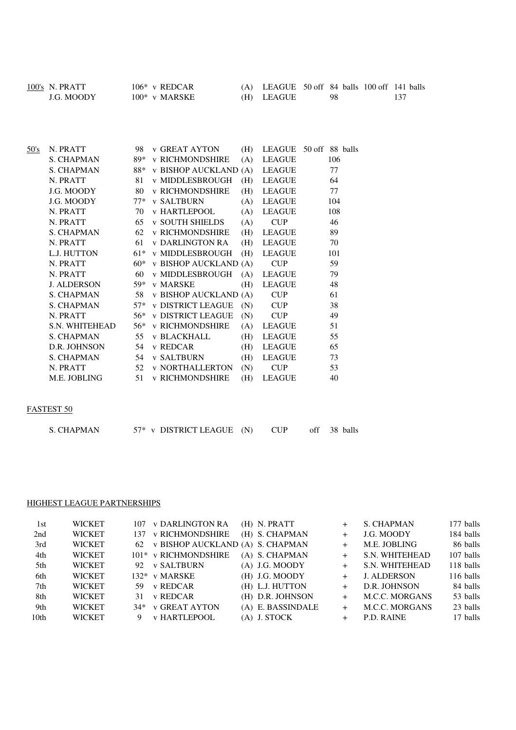## 100's

| Player | Score | Opponent | Venue | Competition | 50 off | 100 off |
|---|---|---|---|---|---|---|
| N. PRATT | 106* | v REDCAR | (A) | LEAGUE | 84 balls | 141 balls |
| J.G. MOODY | 100* | v MARSKE | (H) | LEAGUE | 98 | 137 |

## 50's

| Player | Score | Opponent | Venue | Competition | 50 off |
|---|---|---|---|---|---|
| N. PRATT | 98 | v GREAT AYTON | (H) | LEAGUE | 88 balls |
| S. CHAPMAN | 89* | v RICHMONDSHIRE | (A) | LEAGUE | 106 |
| S. CHAPMAN | 88* | v BISHOP AUCKLAND | (A) | LEAGUE | 77 |
| N. PRATT | 81 | v MIDDLESBROUGH | (H) | LEAGUE | 64 |
| J.G. MOODY | 80 | v RICHMONDSHIRE | (H) | LEAGUE | 77 |
| J.G. MOODY | 77* | v SALTBURN | (A) | LEAGUE | 104 |
| N. PRATT | 70 | v HARTLEPOOL | (A) | LEAGUE | 108 |
| N. PRATT | 65 | v SOUTH SHIELDS | (A) | CUP | 46 |
| S. CHAPMAN | 62 | v RICHMONDSHIRE | (H) | LEAGUE | 89 |
| N. PRATT | 61 | v DARLINGTON RA | (H) | LEAGUE | 70 |
| L.J. HUTTON | 61* | v MIDDLESBROUGH | (H) | LEAGUE | 101 |
| N. PRATT | 60* | v BISHOP AUCKLAND | (A) | CUP | 59 |
| N. PRATT | 60 | v MIDDLESBROUGH | (A) | LEAGUE | 79 |
| J. ALDERSON | 59* | v MARSKE | (H) | LEAGUE | 48 |
| S. CHAPMAN | 58 | v BISHOP AUCKLAND | (A) | CUP | 61 |
| S. CHAPMAN | 57* | v DISTRICT LEAGUE | (N) | CUP | 38 |
| N. PRATT | 56* | v DISTRICT LEAGUE | (N) | CUP | 49 |
| S.N. WHITEHEAD | 56* | v RICHMONDSHIRE | (A) | LEAGUE | 51 |
| S. CHAPMAN | 55 | v BLACKHALL | (H) | LEAGUE | 55 |
| D.R. JOHNSON | 54 | v REDCAR | (H) | LEAGUE | 65 |
| S. CHAPMAN | 54 | v SALTBURN | (H) | LEAGUE | 73 |
| N. PRATT | 52 | v NORTHALLERTON | (N) | CUP | 53 |
| M.E. JOBLING | 51 | v RICHMONDSHIRE | (H) | LEAGUE | 40 |

## FASTEST 50

S. CHAPMAN 57* v DISTRICT LEAGUE (N) CUP off 38 balls

## HIGHEST LEAGUE PARTNERSHIPS

| Wicket | | Runs | Opponent | Venue | Batsman | | Batsman | Balls |
|---|---|---|---|---|---|---|---|---|
| 1st | WICKET | 107 | v DARLINGTON RA | (H) | N. PRATT | + | S. CHAPMAN | 177 balls |
| 2nd | WICKET | 137 | v RICHMONDSHIRE | (H) | S. CHAPMAN | + | J.G. MOODY | 184 balls |
| 3rd | WICKET | 62 | v BISHOP AUCKLAND | (A) | S. CHAPMAN | + | M.E. JOBLING | 86 balls |
| 4th | WICKET | 101* | v RICHMONDSHIRE | (A) | S. CHAPMAN | + | S.N. WHITEHEAD | 107 balls |
| 5th | WICKET | 92 | v SALTBURN | (A) | J.G. MOODY | + | S.N. WHITEHEAD | 118 balls |
| 6th | WICKET | 132* | v MARSKE | (H) | J.G. MOODY | + | J. ALDERSON | 116 balls |
| 7th | WICKET | 59 | v REDCAR | (H) | L.J. HUTTON | + | D.R. JOHNSON | 84 balls |
| 8th | WICKET | 31 | v REDCAR | (H) | D.R. JOHNSON | + | M.C.C. MORGANS | 53 balls |
| 9th | WICKET | 34* | v GREAT AYTON | (A) | E. BASSINDALE | + | M.C.C. MORGANS | 23 balls |
| 10th | WICKET | 9 | v HARTLEPOOL | (A) | J. STOCK | + | P.D. RAINE | 17 balls |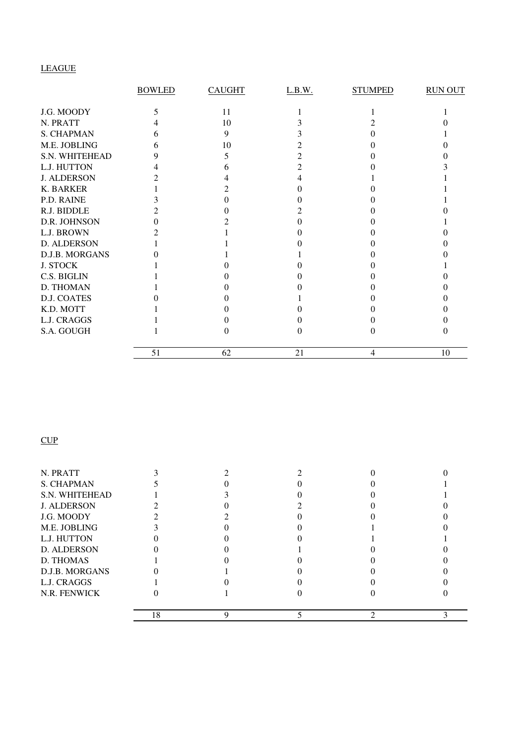LEAGUE

| | BOWLED | CAUGHT | L.B.W. | STUMPED | RUN OUT |
|---|---|---|---|---|---|
| J.G. MOODY | 5 | 11 | 1 | 1 | 1 |
| N. PRATT | 4 | 10 | 3 | 2 | 0 |
| S. CHAPMAN | 6 | 9 | 3 | 0 | 1 |
| M.E. JOBLING | 6 | 10 | 2 | 0 | 0 |
| S.N. WHITEHEAD | 9 | 5 | 2 | 0 | 0 |
| L.J. HUTTON | 4 | 6 | 2 | 0 | 3 |
| J. ALDERSON | 2 | 4 | 4 | 1 | 1 |
| K. BARKER | 1 | 2 | 0 | 0 | 1 |
| P.D. RAINE | 3 | 0 | 0 | 0 | 1 |
| R.J. BIDDLE | 2 | 0 | 2 | 0 | 0 |
| D.R. JOHNSON | 0 | 2 | 0 | 0 | 1 |
| L.J. BROWN | 2 | 1 | 0 | 0 | 0 |
| D. ALDERSON | 1 | 1 | 0 | 0 | 0 |
| D.J.B. MORGANS | 0 | 1 | 1 | 0 | 0 |
| J. STOCK | 1 | 0 | 0 | 0 | 1 |
| C.S. BIGLIN | 1 | 0 | 0 | 0 | 0 |
| D. THOMAN | 1 | 0 | 0 | 0 | 0 |
| D.J. COATES | 0 | 0 | 1 | 0 | 0 |
| K.D. MOTT | 1 | 0 | 0 | 0 | 0 |
| L.J. CRAGGS | 1 | 0 | 0 | 0 | 0 |
| S.A. GOUGH | 1 | 0 | 0 | 0 | 0 |
| | 51 | 62 | 21 | 4 | 10 |

CUP

| | BOWLED | CAUGHT | L.B.W. | STUMPED | RUN OUT |
|---|---|---|---|---|---|
| N. PRATT | 3 | 2 | 2 | 0 | 0 |
| S. CHAPMAN | 5 | 0 | 0 | 0 | 1 |
| S.N. WHITEHEAD | 1 | 3 | 0 | 0 | 1 |
| J. ALDERSON | 2 | 0 | 2 | 0 | 0 |
| J.G. MOODY | 2 | 2 | 0 | 0 | 0 |
| M.E. JOBLING | 3 | 0 | 0 | 1 | 0 |
| L.J. HUTTON | 0 | 0 | 0 | 1 | 1 |
| D. ALDERSON | 0 | 0 | 1 | 0 | 0 |
| D. THOMAS | 1 | 0 | 0 | 0 | 0 |
| D.J.B. MORGANS | 0 | 1 | 0 | 0 | 0 |
| L.J. CRAGGS | 1 | 0 | 0 | 0 | 0 |
| N.R. FENWICK | 0 | 1 | 0 | 0 | 0 |
| | 18 | 9 | 5 | 2 | 3 |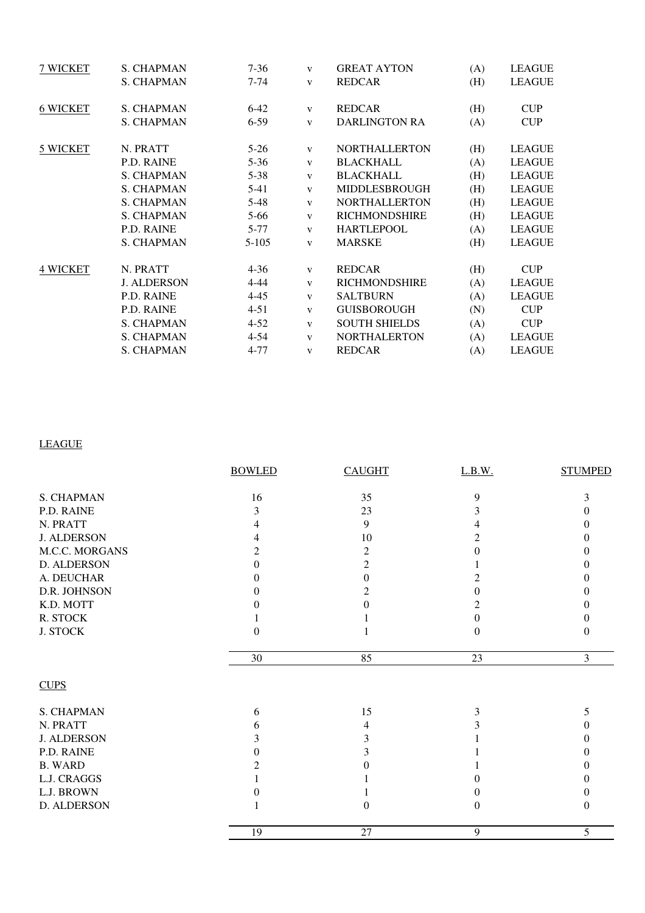| | | | | | | |
|---|---|---|---|---|---|---|
| 7 WICKET | S. CHAPMAN | 7-36 | v | GREAT AYTON | (A) | LEAGUE |
| | S. CHAPMAN | 7-74 | v | REDCAR | (H) | LEAGUE |
| 6 WICKET | S. CHAPMAN | 6-42 | v | REDCAR | (H) | CUP |
| | S. CHAPMAN | 6-59 | v | DARLINGTON RA | (A) | CUP |
| 5 WICKET | N. PRATT | 5-26 | v | NORTHALLERTON | (H) | LEAGUE |
| | P.D. RAINE | 5-36 | v | BLACKHALL | (A) | LEAGUE |
| | S. CHAPMAN | 5-38 | v | BLACKHALL | (H) | LEAGUE |
| | S. CHAPMAN | 5-41 | v | MIDDLESBROUGH | (H) | LEAGUE |
| | S. CHAPMAN | 5-48 | v | NORTHALLERTON | (H) | LEAGUE |
| | S. CHAPMAN | 5-66 | v | RICHMONDSHIRE | (H) | LEAGUE |
| | P.D. RAINE | 5-77 | v | HARTLEPOOL | (A) | LEAGUE |
| | S. CHAPMAN | 5-105 | v | MARSKE | (H) | LEAGUE |
| 4 WICKET | N. PRATT | 4-36 | v | REDCAR | (H) | CUP |
| | J. ALDERSON | 4-44 | v | RICHMONDSHIRE | (A) | LEAGUE |
| | P.D. RAINE | 4-45 | v | SALTBURN | (A) | LEAGUE |
| | P.D. RAINE | 4-51 | v | GUISBOROUGH | (N) | CUP |
| | S. CHAPMAN | 4-52 | v | SOUTH SHIELDS | (A) | CUP |
| | S. CHAPMAN | 4-54 | v | NORTHALERTON | (A) | LEAGUE |
| | S. CHAPMAN | 4-77 | v | REDCAR | (A) | LEAGUE |

LEAGUE

| | BOWLED | CAUGHT | L.B.W. | STUMPED |
|---|---|---|---|---|
| S. CHAPMAN | 16 | 35 | 9 | 3 |
| P.D. RAINE | 3 | 23 | 3 | 0 |
| N. PRATT | 4 | 9 | 4 | 0 |
| J. ALDERSON | 4 | 10 | 2 | 0 |
| M.C.C. MORGANS | 2 | 2 | 0 | 0 |
| D. ALDERSON | 0 | 2 | 1 | 0 |
| A. DEUCHAR | 0 | 0 | 2 | 0 |
| D.R. JOHNSON | 0 | 2 | 0 | 0 |
| K.D. MOTT | 0 | 0 | 2 | 0 |
| R. STOCK | 1 | 1 | 0 | 0 |
| J. STOCK | 0 | 1 | 0 | 0 |
| | 30 | 85 | 23 | 3 |

CUPS

| | BOWLED | CAUGHT | L.B.W. | STUMPED |
|---|---|---|---|---|
| S. CHAPMAN | 6 | 15 | 3 | 5 |
| N. PRATT | 6 | 4 | 3 | 0 |
| J. ALDERSON | 3 | 3 | 1 | 0 |
| P.D. RAINE | 0 | 3 | 1 | 0 |
| B. WARD | 2 | 0 | 1 | 0 |
| L.J. CRAGGS | 1 | 1 | 0 | 0 |
| L.J. BROWN | 0 | 1 | 0 | 0 |
| D. ALDERSON | 1 | 0 | 0 | 0 |
| | 19 | 27 | 9 | 5 |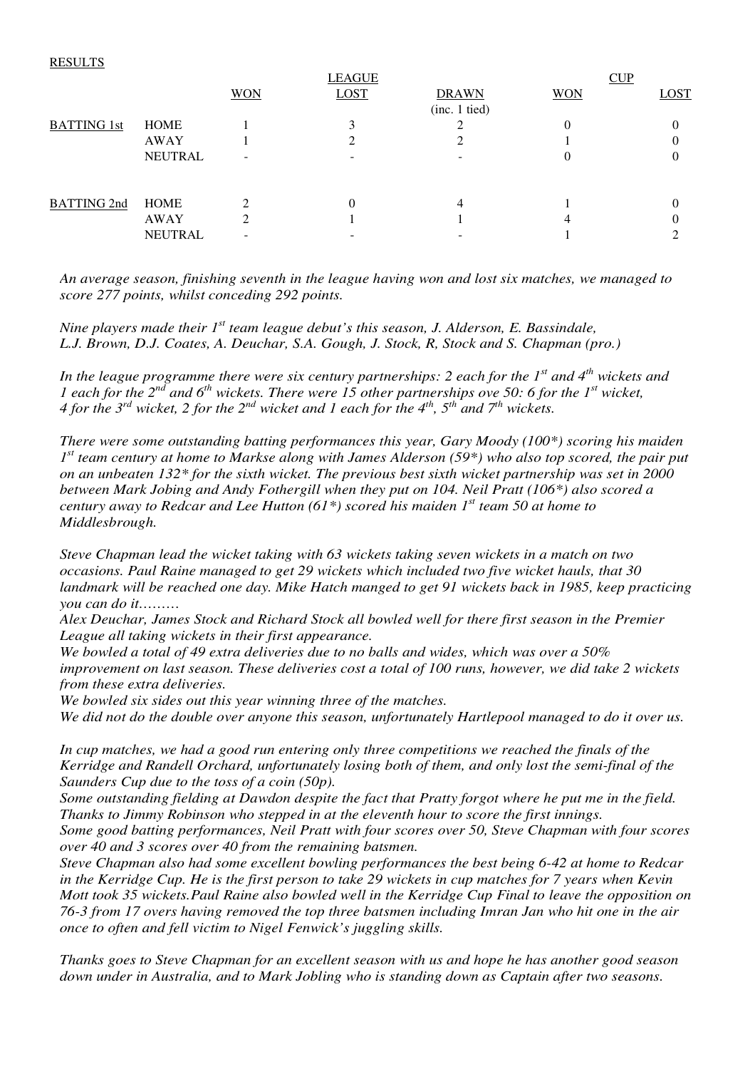RESULTS

| | | LEAGUE | | | CUP | |
|---|---|---|---|---|---|---|
| | | WON | LOST | DRAWN (inc. 1 tied) | WON | LOST |
| BATTING 1st | HOME | 1 | 3 | 2 | 0 | 0 |
| | AWAY | 1 | 2 | 2 | 1 | 0 |
| | NEUTRAL | - | - | - | 0 | 0 |
| BATTING 2nd | HOME | 2 | 0 | 4 | 1 | 0 |
| | AWAY | 2 | 1 | 1 | 4 | 0 |
| | NEUTRAL | - | - | - | 1 | 2 |

*An average season, finishing seventh in the league having won and lost six matches, we managed to score 277 points, whilst conceding 292 points.*

*Nine players made their 1st team league debut's this season, J. Alderson, E. Bassindale, L.J. Brown, D.J. Coates, A. Deuchar, S.A. Gough, J. Stock, R, Stock and S. Chapman (pro.)*

*In the league programme there were six century partnerships: 2 each for the 1st and 4th wickets and 1 each for the 2nd and 6th wickets. There were 15 other partnerships ove 50: 6 for the 1st wicket, 4 for the 3rd wicket, 2 for the 2nd wicket and 1 each for the 4th, 5th and 7th wickets.*

*There were some outstanding batting performances this year, Gary Moody (100*) scoring his maiden 1st team century at home to Markse along with James Alderson (59*) who also top scored, the pair put on an unbeaten 132* for the sixth wicket. The previous best sixth wicket partnership was set in 2000 between Mark Jobing and Andy Fothergill when they put on 104. Neil Pratt (106*) also scored a century away to Redcar and Lee Hutton (61*) scored his maiden 1st team 50 at home to Middlesbrough.*

*Steve Chapman lead the wicket taking with 63 wickets taking seven wickets in a match on two occasions. Paul Raine managed to get 29 wickets which included two five wicket hauls, that 30 landmark will be reached one day. Mike Hatch manged to get 91 wickets back in 1985, keep practicing you can do it………*
*Alex Deuchar, James Stock and Richard Stock all bowled well for there first season in the Premier League all taking wickets in their first appearance.*
*We bowled a total of 49 extra deliveries due to no balls and wides, which was over a 50% improvement on last season. These deliveries cost a total of 100 runs, however, we did take 2 wickets from these extra deliveries.*
*We bowled six sides out this year winning three of the matches.*
*We did not do the double over anyone this season, unfortunately Hartlepool managed to do it over us.*

*In cup matches, we had a good run entering only three competitions we reached the finals of the Kerridge and Randell Orchard, unfortunately losing both of them, and only lost the semi-final of the Saunders Cup due to the toss of a coin (50p).*
*Some outstanding fielding at Dawdon despite the fact that Pratty forgot where he put me in the field. Thanks to Jimmy Robinson who stepped in at the eleventh hour to score the first innings.*
*Some good batting performances, Neil Pratt with four scores over 50, Steve Chapman with four scores over 40 and 3 scores over 40 from the remaining batsmen.*
*Steve Chapman also had some excellent bowling performances the best being 6-42 at home to Redcar in the Kerridge Cup. He is the first person to take 29 wickets in cup matches for 7 years when Kevin Mott took 35 wickets.Paul Raine also bowled well in the Kerridge Cup Final to leave the opposition on 76-3 from 17 overs having removed the top three batsmen including Imran Jan who hit one in the air once to often and fell victim to Nigel Fenwick's juggling skills.*

*Thanks goes to Steve Chapman for an excellent season with us and hope he has another good season down under in Australia, and to Mark Jobling who is standing down as Captain after two seasons.*